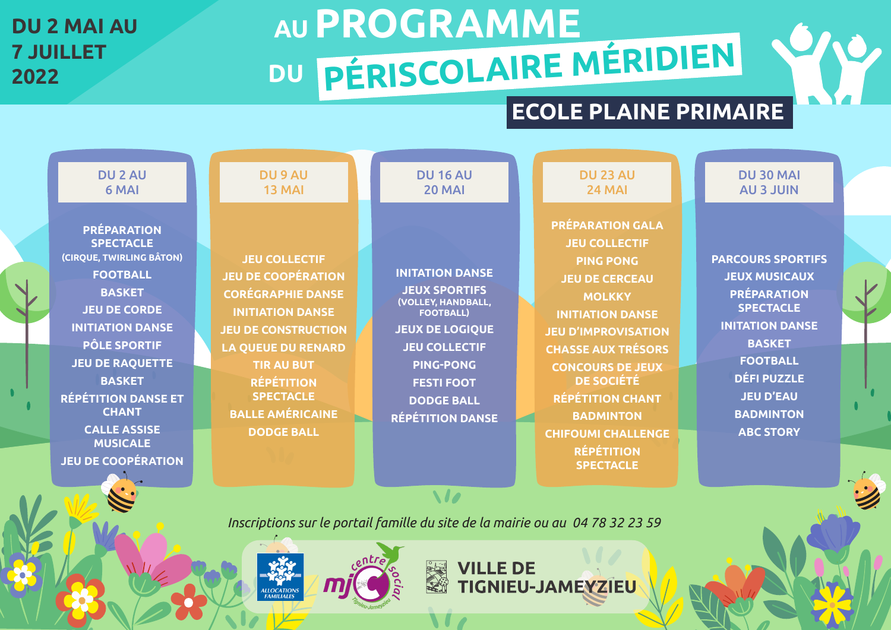**DU 2 MAI AU 7 JUILLET 2022**

# AU PROGRAMME DU PÉRISCOLAIRE MÉRIDIEN

## ECOLE PLAINE PRIMAIRE

### DU 2 AU 6 MAI

- PRÉPARATION SPECTACLE (CIRQUE, TWIRLING BÂTON)
- FOOTBALL
- BASKET
- JEU DE CORDE
- INITIATION DANSE
- PÔLE SPORTIF
- JEU DE RAQUETTE
- BASKET
- RÉPÉTITION DANSE ET CHANT
- CALLE ASSISE MUSICALE
- JEU DE COOPÉRATION

### DU 9 AU 13 MAI

- JEU COLLECTIF
- JEU DE COOPÉRATION
- CORÉGRAPHIE DANSE
- INITIATION DANSE
- JEU DE CONSTRUCTION
- LA QUEUE DU RENARD
- TIR AU BUT
- RÉPÉTITION SPECTACLE
- BALLE AMÉRICAINE
- DODGE BALL

### DU 16 AU 20 MAI

- INITATION DANSE
- JEUX SPORTIFS (VOLLEY, HANDBALL, FOOTBALL)
- JEUX DE LOGIQUE
- JEU COLLECTIF
- PING-PONG
- FESTI FOOT
- DODGE BALL
- RÉPÉTITION DANSE

### DU 23 AU 24 MAI

- PRÉPARATION GALA
- JEU COLLECTIF
- PING PONG
- JEU DE CERCEAU
- MOLKKY
- INITIATION DANSE
- JEU D'IMPROVISATION
- CHASSE AUX TRÉSORS
- CONCOURS DE JEUX DE SOCIÉTÉ
- RÉPÉTITION CHANT
- BADMINTON
- CHIFOUMI CHALLENGE
- RÉPÉTITION SPECTACLE

### DU 30 MAI AU 3 JUIN

- PARCOURS SPORTIFS
- JEUX MUSICAUX
- PRÉPARATION SPECTACLE
- INITATION DANSE
- BASKET
- FOOTBALL
- DÉFI PUZZLE
- JEU D'EAU
- BADMINTON
- ABC STORY

*Inscriptions sur le portail famille du site de la mairie ou au 04 78 32 23 59*

ALLOCATIONS FAMILIALES — mjc centre social Tignieu-Jameyzieu — VILLE DE TIGNIEU-JAMEYZIEU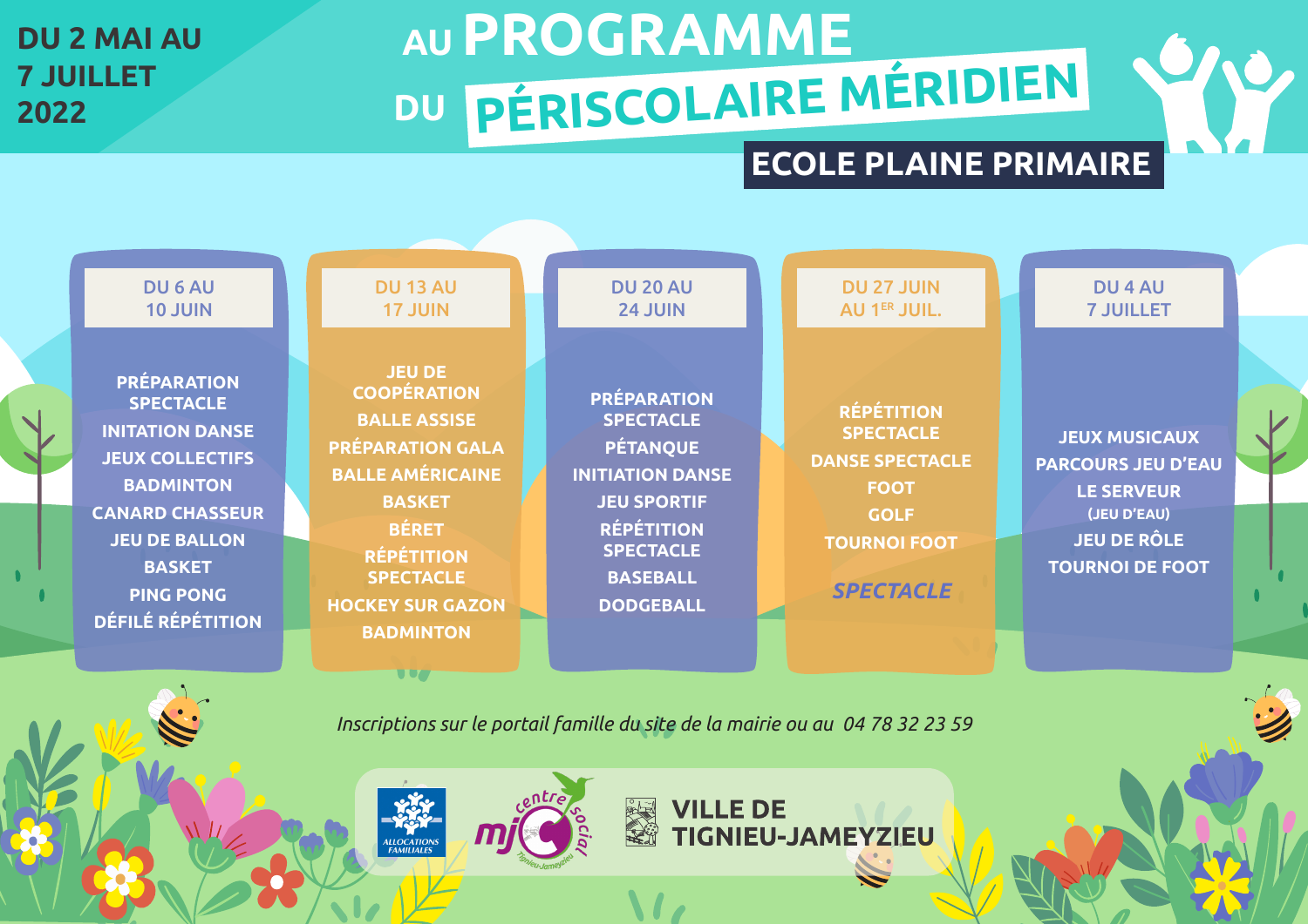DU 2 MAI AU 7 JUILLET 2022

# AU PROGRAMME DU PÉRISCOLAIRE MÉRIDIEN

## ECOLE PLAINE PRIMAIRE

### DU 6 AU 10 JUIN

- PRÉPARATION SPECTACLE
- INITATION DANSE
- JEUX COLLECTIFS
- BADMINTON
- CANARD CHASSEUR
- JEU DE BALLON
- BASKET
- PING PONG
- DÉFILÉ RÉPÉTITION

### DU 13 AU 17 JUIN

- JEU DE COOPÉRATION
- BALLE ASSISE
- PRÉPARATION GALA
- BALLE AMÉRICAINE
- BASKET
- BÉRET
- RÉPÉTITION SPECTACLE
- HOCKEY SUR GAZON
- BADMINTON

### DU 20 AU 24 JUIN

- PRÉPARATION SPECTACLE
- PÉTANQUE
- INITIATION DANSE
- JEU SPORTIF
- RÉPÉTITION SPECTACLE
- BASEBALL
- DODGEBALL

### DU 27 JUIN AU 1ER JUIL.

- RÉPÉTITION SPECTACLE
- DANSE SPECTACLE
- FOOT
- GOLF
- TOURNOI FOOT

***SPECTACLE***

### DU 4 AU 7 JUILLET

- JEUX MUSICAUX
- PARCOURS JEU D'EAU
- LE SERVEUR (JEU D'EAU)
- JEU DE RÔLE
- TOURNOI DE FOOT

*Inscriptions sur le portail famille du site de la mairie ou au 04 78 32 23 59*

ALLOCATIONS FAMILIALES

mjc centre social Tignieu-Jameyzieu

VILLE DE TIGNIEU-JAMEYZIEU